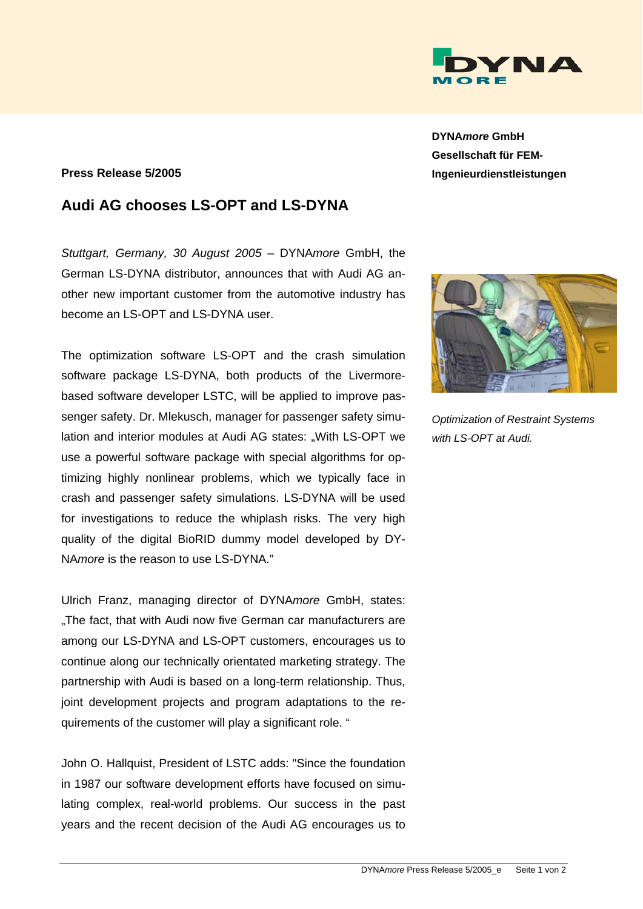DYNA*more* GmbH
Gesellschaft für FEM-Ingenieurdienstleistungen

**Press Release 5/2005**

## Audi AG chooses LS-OPT and LS-DYNA

*Stuttgart, Germany, 30 August 2005* – DYNA*more* GmbH, the German LS-DYNA distributor, announces that with Audi AG another new important customer from the automotive industry has become an LS-OPT and LS-DYNA user.

The optimization software LS-OPT and the crash simulation software package LS-DYNA, both products of the Livermore-based software developer LSTC, will be applied to improve passenger safety. Dr. Mlekusch, manager for passenger safety simulation and interior modules at Audi AG states: „With LS-OPT we use a powerful software package with special algorithms for optimizing highly nonlinear problems, which we typically face in crash and passenger safety simulations. LS-DYNA will be used for investigations to reduce the whiplash risks. The very high quality of the digital BioRID dummy model developed by DYNA*more* is the reason to use LS-DYNA."

*Optimization of Restraint Systems with LS-OPT at Audi.*

Ulrich Franz, managing director of DYNA*more* GmbH, states: „The fact, that with Audi now five German car manufacturers are among our LS-DYNA and LS-OPT customers, encourages us to continue along our technically orientated marketing strategy. The partnership with Audi is based on a long-term relationship. Thus, joint development projects and program adaptations to the requirements of the customer will play a significant role. "

John O. Hallquist, President of LSTC adds: "Since the foundation in 1987 our software development efforts have focused on simulating complex, real-world problems. Our success in the past years and the recent decision of the Audi AG encourages us to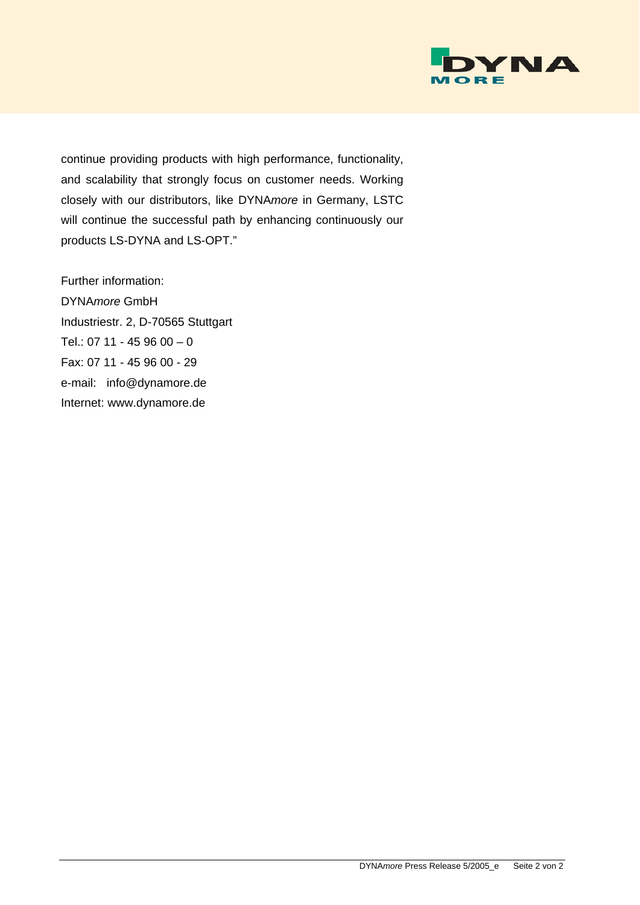continue providing products with high performance, functionality, and scalability that strongly focus on customer needs. Working closely with our distributors, like DYNA*more* in Germany, LSTC will continue the successful path by enhancing continuously our products LS-DYNA and LS-OPT."

Further information:
DYNA*more* GmbH
Industriestr. 2, D-70565 Stuttgart
Tel.: 07 11 - 45 96 00 – 0
Fax: 07 11 - 45 96 00 - 29
e-mail: info@dynamore.de
Internet: www.dynamore.de